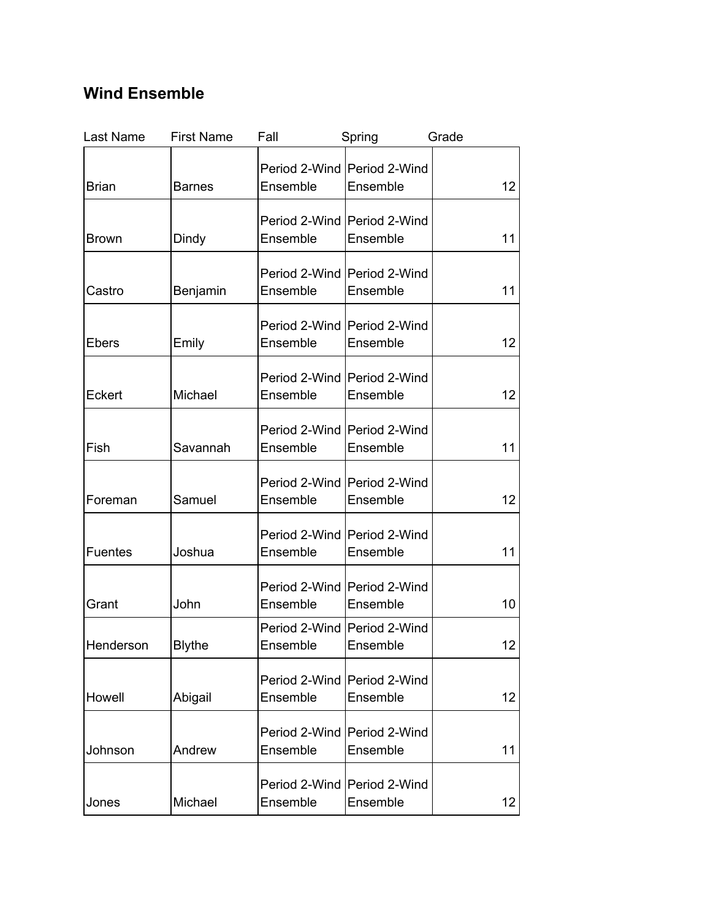# Wind Ensemble

| Last Name | First Name | Fall | Spring | Grade |
|---|---|---|---|---|
| Brian | Barnes | Period 2-Wind Ensemble | Period 2-Wind Ensemble | 12 |
| Brown | Dindy | Period 2-Wind Ensemble | Period 2-Wind Ensemble | 11 |
| Castro | Benjamin | Period 2-Wind Ensemble | Period 2-Wind Ensemble | 11 |
| Ebers | Emily | Period 2-Wind Ensemble | Period 2-Wind Ensemble | 12 |
| Eckert | Michael | Period 2-Wind Ensemble | Period 2-Wind Ensemble | 12 |
| Fish | Savannah | Period 2-Wind Ensemble | Period 2-Wind Ensemble | 11 |
| Foreman | Samuel | Period 2-Wind Ensemble | Period 2-Wind Ensemble | 12 |
| Fuentes | Joshua | Period 2-Wind Ensemble | Period 2-Wind Ensemble | 11 |
| Grant | John | Period 2-Wind Ensemble | Period 2-Wind Ensemble | 10 |
| Henderson | Blythe | Period 2-Wind Ensemble | Period 2-Wind Ensemble | 12 |
| Howell | Abigail | Period 2-Wind Ensemble | Period 2-Wind Ensemble | 12 |
| Johnson | Andrew | Period 2-Wind Ensemble | Period 2-Wind Ensemble | 11 |
| Jones | Michael | Period 2-Wind Ensemble | Period 2-Wind Ensemble | 12 |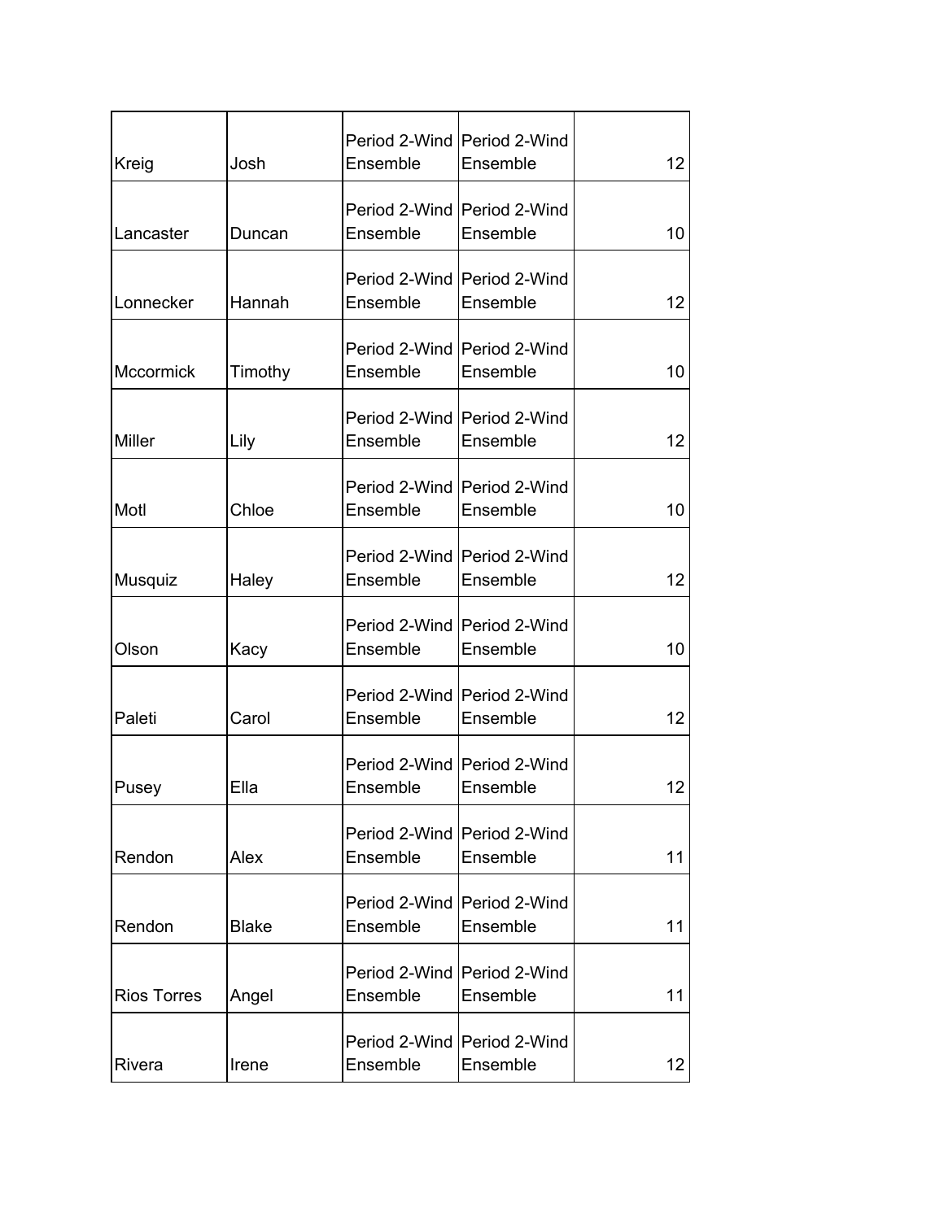| | | | | |
|---|---|---|---|---|
| Kreig | Josh | Period 2-Wind Ensemble | Period 2-Wind Ensemble | 12 |
| Lancaster | Duncan | Period 2-Wind Ensemble | Period 2-Wind Ensemble | 10 |
| Lonnecker | Hannah | Period 2-Wind Ensemble | Period 2-Wind Ensemble | 12 |
| Mccormick | Timothy | Period 2-Wind Ensemble | Period 2-Wind Ensemble | 10 |
| Miller | Lily | Period 2-Wind Ensemble | Period 2-Wind Ensemble | 12 |
| Motl | Chloe | Period 2-Wind Ensemble | Period 2-Wind Ensemble | 10 |
| Musquiz | Haley | Period 2-Wind Ensemble | Period 2-Wind Ensemble | 12 |
| Olson | Kacy | Period 2-Wind Ensemble | Period 2-Wind Ensemble | 10 |
| Paleti | Carol | Period 2-Wind Ensemble | Period 2-Wind Ensemble | 12 |
| Pusey | Ella | Period 2-Wind Ensemble | Period 2-Wind Ensemble | 12 |
| Rendon | Alex | Period 2-Wind Ensemble | Period 2-Wind Ensemble | 11 |
| Rendon | Blake | Period 2-Wind Ensemble | Period 2-Wind Ensemble | 11 |
| Rios Torres | Angel | Period 2-Wind Ensemble | Period 2-Wind Ensemble | 11 |
| Rivera | Irene | Period 2-Wind Ensemble | Period 2-Wind Ensemble | 12 |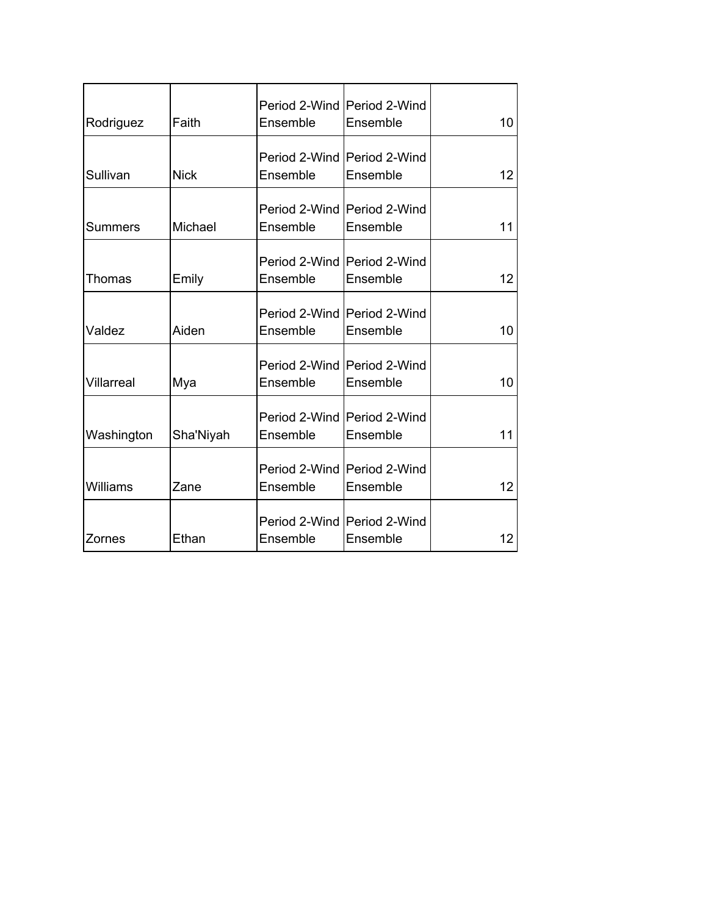| | | | | |
|---|---|---|---|---|
| Rodriguez | Faith | Period 2-Wind Ensemble | Period 2-Wind Ensemble | 10 |
| Sullivan | Nick | Period 2-Wind Ensemble | Period 2-Wind Ensemble | 12 |
| Summers | Michael | Period 2-Wind Ensemble | Period 2-Wind Ensemble | 11 |
| Thomas | Emily | Period 2-Wind Ensemble | Period 2-Wind Ensemble | 12 |
| Valdez | Aiden | Period 2-Wind Ensemble | Period 2-Wind Ensemble | 10 |
| Villarreal | Mya | Period 2-Wind Ensemble | Period 2-Wind Ensemble | 10 |
| Washington | Sha'Niyah | Period 2-Wind Ensemble | Period 2-Wind Ensemble | 11 |
| Williams | Zane | Period 2-Wind Ensemble | Period 2-Wind Ensemble | 12 |
| Zornes | Ethan | Period 2-Wind Ensemble | Period 2-Wind Ensemble | 12 |